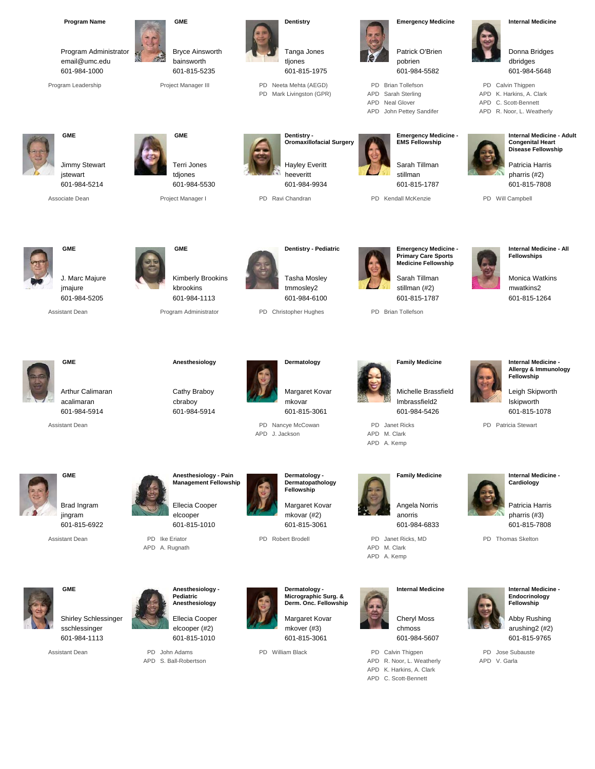**Program Name**

Program Administrator
email@umc.edu
601-984-1000

Program Leadership

**GME**

Bryce Ainsworth
bainsworth
601-815-5235

Project Manager III

**Dentistry**

Tanga Jones
tljones
601-815-1975

PD Neeta Mehta (AEGD)
PD Mark Livingston (GPR)

**Emergency Medicine**

Patrick O'Brien
pobrien
601-984-5582

PD Brian Tollefson
APD Sarah Sterling
APD Neal Glover
APD John Pettey Sandifer

**Internal Medicine**

Donna Bridges
dbridges
601-984-5648

PD Calvin Thigpen
APD K. Harkins, A. Clark
APD C. Scott-Bennett
APD R. Noor, L. Weatherly

**GME**

Jimmy Stewart
jstewart
601-984-5214

Associate Dean

**GME**

Terri Jones
tdjones
601-984-5530

Project Manager I

**Dentistry - Oromaxillofacial Surgery**

Hayley Everitt
heeveritt
601-984-9934

PD Ravi Chandran

**Emergency Medicine - EMS Fellowship**

Sarah Tillman
stillman
601-815-1787

PD Kendall McKenzie

**Internal Medicine - Adult Congenital Heart Disease Fellowship**

Patricia Harris
pharris (#2)
601-815-7808

PD Will Campbell

**GME**

J. Marc Majure
jmajure
601-984-5205

Assistant Dean

**GME**

Kimberly Brookins
kbrookins
601-984-1113

Program Administrator

**Dentistry - Pediatric**

Tasha Mosley
tmmosley2
601-984-6100

PD Christopher Hughes

**Emergency Medicine - Primary Care Sports Medicine Fellowship**

Sarah Tillman
stillman (#2)
601-815-1787

PD Brian Tollefson

**Internal Medicine - All Fellowships**

Monica Watkins
mwatkins2
601-815-1264

**GME**

Arthur Calimaran
acalimaran
601-984-5914

Assistant Dean

**Anesthesiology**

Cathy Braboy
cbraboy
601-984-5914

**Dermatology**

Margaret Kovar
mkovar
601-815-3061

PD Nancye McCowan
APD J. Jackson

**Family Medicine**

Michelle Brassfield
lmbrassfield2
601-984-5426

PD Janet Ricks
APD M. Clark
APD A. Kemp

**Internal Medicine - Allergy & Immunology Fellowship**

Leigh Skipworth
lskipworth
601-815-1078

PD Patricia Stewart

**GME**

Brad Ingram
jingram
601-815-6922

Assistant Dean

**Anesthesiology - Pain Management Fellowship**

Ellecia Cooper
elcooper
601-815-1010

PD Ike Eriator
APD A. Rugnath

**Dermatology - Dermatopathology Fellowship**

Margaret Kovar
mkovar (#2)
601-815-3061

PD Robert Brodell

**Family Medicine**

Angela Norris
anorris
601-984-6833

PD Janet Ricks, MD
APD M. Clark
APD A. Kemp

**Internal Medicine - Cardiology**

Patricia Harris
pharris (#3)
601-815-7808

PD Thomas Skelton

**GME**

Shirley Schlessinger
sschlessinger
601-984-1113

Assistant Dean

**Anesthesiology - Pediatric Anesthesiology**

Ellecia Cooper
elcooper (#2)
601-815-1010

PD John Adams
APD S. Ball-Robertson

**Dermatology - Micrographic Surg. & Derm. Onc. Fellowship**

Margaret Kovar
mkover (#3)
601-815-3061

PD William Black

**Internal Medicine**

Cheryl Moss
chmoss
601-984-5607

PD Calvin Thigpen
APD R. Noor, L. Weatherly
APD K. Harkins, A. Clark
APD C. Scott-Bennett

**Internal Medicine - Endocrinology Fellowship**

Abby Rushing
arushing2 (#2)
601-815-9765

PD Jose Subauste
APD V. Garla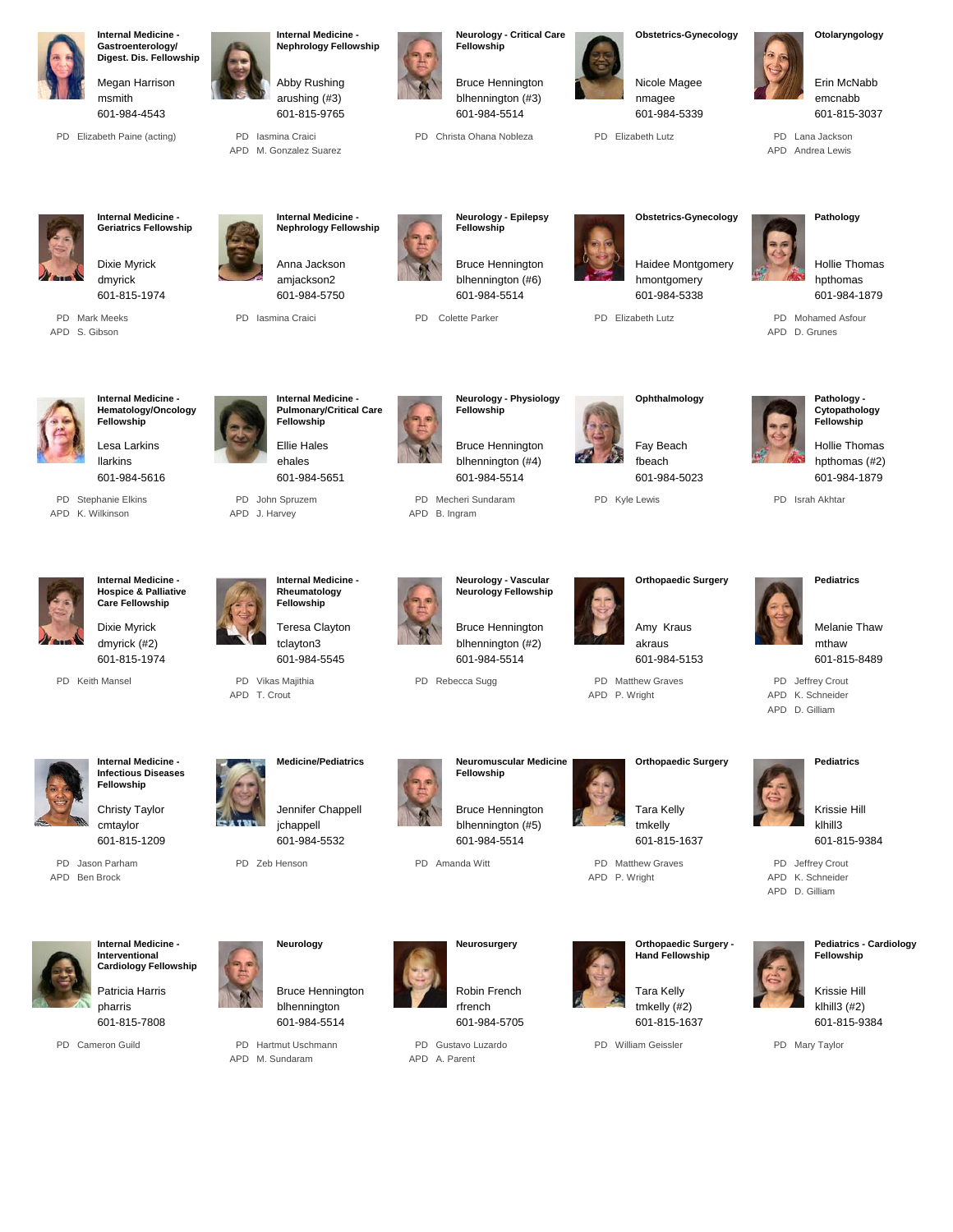**Internal Medicine - Gastroenterology/ Digest. Dis. Fellowship**

Megan Harrison
msmith
601-984-4543

PD Elizabeth Paine (acting)

**Internal Medicine - Nephrology Fellowship**

Abby Rushing
arushing (#3)
601-815-9765

PD Iasmina Craici
APD M. Gonzalez Suarez

**Neurology - Critical Care Fellowship**

Bruce Hennington
blhennington (#3)
601-984-5514

PD Christa Ohana Nobleza

**Obstetrics-Gynecology**

Nicole Magee
nmagee
601-984-5339

PD Elizabeth Lutz

**Otolaryngology**

Erin McNabb
emcnabb
601-815-3037

PD Lana Jackson
APD Andrea Lewis

**Internal Medicine - Geriatrics Fellowship**

Dixie Myrick
dmyrick
601-815-1974

PD Mark Meeks
APD S. Gibson

**Internal Medicine - Nephrology Fellowship**

Anna Jackson
amjackson2
601-984-5750

PD Iasmina Craici

**Neurology - Epilepsy Fellowship**

Bruce Hennington
blhennington (#6)
601-984-5514

PD Colette Parker

**Obstetrics-Gynecology**

Haidee Montgomery
hmontgomery
601-984-5338

PD Elizabeth Lutz

**Pathology**

Hollie Thomas
hpthomas
601-984-1879

PD Mohamed Asfour
APD D. Grunes

**Internal Medicine - Hematology/Oncology Fellowship**

Lesa Larkins
llarkins
601-984-5616

PD Stephanie Elkins
APD K. Wilkinson

**Internal Medicine - Pulmonary/Critical Care Fellowship**

Ellie Hales
ehales
601-984-5651

PD John Spruzem
APD J. Harvey

**Neurology - Physiology Fellowship**

Bruce Hennington
blhennington (#4)
601-984-5514

PD Mecheri Sundaram
APD B. Ingram

**Ophthalmology**

Fay Beach
fbeach
601-984-5023

PD Kyle Lewis

**Pathology - Cytopathology Fellowship**

Hollie Thomas
hpthomas (#2)
601-984-1879

PD Israh Akhtar

**Internal Medicine - Hospice & Palliative Care Fellowship**

Dixie Myrick
dmyrick (#2)
601-815-1974

PD Keith Mansel

**Internal Medicine - Rheumatology Fellowship**

Teresa Clayton
tclayton3
601-984-5545

PD Vikas Majithia
APD T. Crout

**Neurology - Vascular Neurology Fellowship**

Bruce Hennington
blhennington (#2)
601-984-5514

PD Rebecca Sugg

**Orthopaedic Surgery**

Amy Kraus
akraus
601-984-5153

PD Matthew Graves
APD P. Wright

**Pediatrics**

Melanie Thaw
mthaw
601-815-8489

PD Jeffrey Crout
APD K. Schneider
APD D. Gilliam

**Internal Medicine - Infectious Diseases Fellowship**

Christy Taylor
cmtaylor
601-815-1209

PD Jason Parham
APD Ben Brock

**Medicine/Pediatrics**

Jennifer Chappell
jchappell
601-984-5532

PD Zeb Henson

**Neuromuscular Medicine Fellowship**

Bruce Hennington
blhennington (#5)
601-984-5514

PD Amanda Witt

**Orthopaedic Surgery**

Tara Kelly
tmkelly
601-815-1637

PD Matthew Graves
APD P. Wright

**Pediatrics**

Krissie Hill
klhill3
601-815-9384

PD Jeffrey Crout
APD K. Schneider
APD D. Gilliam

**Internal Medicine - Interventional Cardiology Fellowship**

Patricia Harris
pharris
601-815-7808

PD Cameron Guild

**Neurology**

Bruce Hennington
blhennington
601-984-5514

PD Hartmut Uschmann
APD M. Sundaram

**Neurosurgery**

Robin French
rfrench
601-984-5705

PD Gustavo Luzardo
APD A. Parent

**Orthopaedic Surgery - Hand Fellowship**

Tara Kelly
tmkelly (#2)
601-815-1637

PD William Geissler

**Pediatrics - Cardiology Fellowship**

Krissie Hill
klhill3 (#2)
601-815-9384

PD Mary Taylor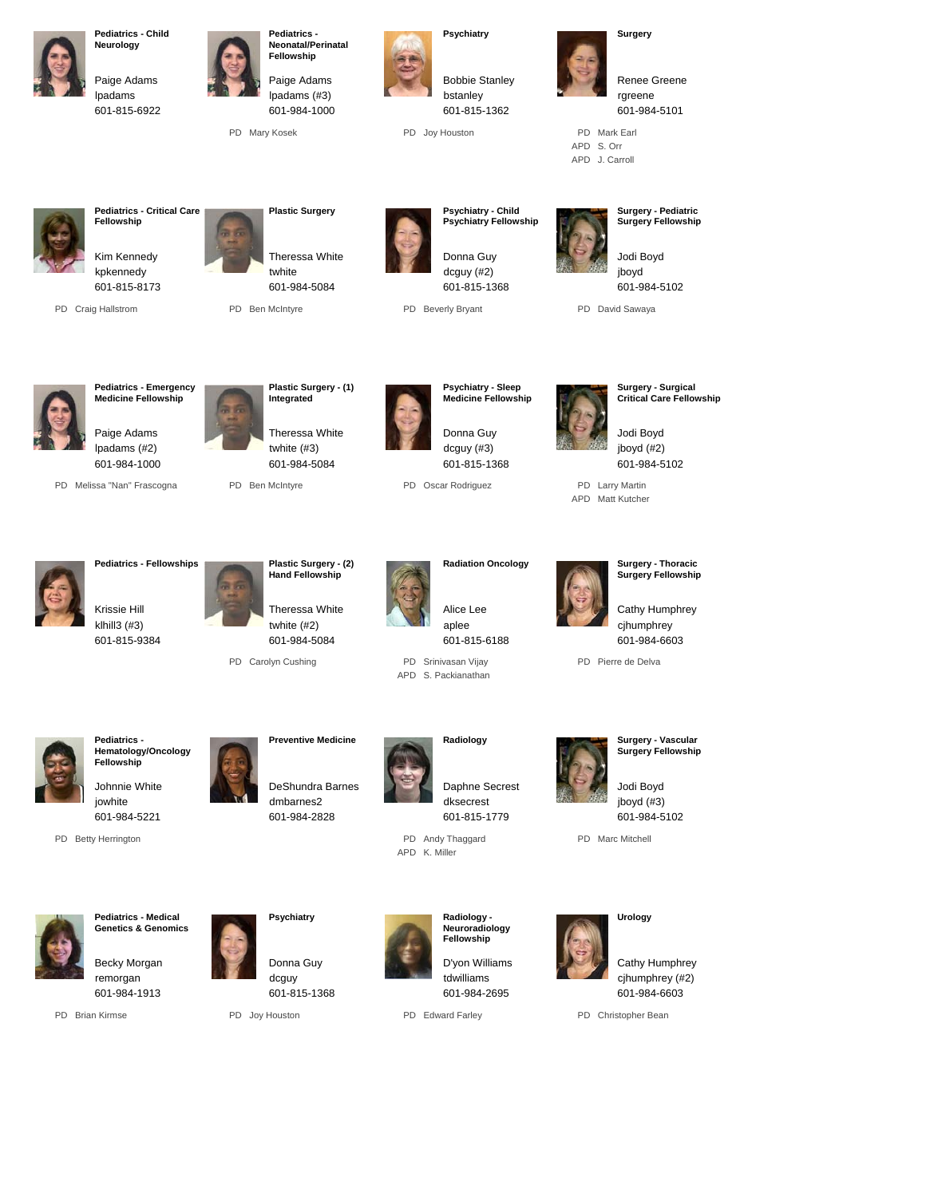**Pediatrics - Child Neurology**

Paige Adams
lpadams
601-815-6922

**Pediatrics - Neonatal/Perinatal Fellowship**

Paige Adams
lpadams (#3)
601-984-1000

PD Mary Kosek

**Psychiatry**

Bobbie Stanley
bstanley
601-815-1362

PD Joy Houston

**Surgery**

Renee Greene
rgreene
601-984-5101

PD Mark Earl
APD S. Orr
APD J. Carroll

**Pediatrics - Critical Care Fellowship**

Kim Kennedy
kpkennedy
601-815-8173

PD Craig Hallstrom

**Plastic Surgery**

Theressa White
twhite
601-984-5084

PD Ben McIntyre

**Psychiatry - Child Psychiatry Fellowship**

Donna Guy
dcguy (#2)
601-815-1368

PD Beverly Bryant

**Surgery - Pediatric Surgery Fellowship**

Jodi Boyd
jboyd
601-984-5102

PD David Sawaya

**Pediatrics - Emergency Medicine Fellowship**

Paige Adams
lpadams (#2)
601-984-1000

PD Melissa "Nan" Frascogna

**Plastic Surgery - (1) Integrated**

Theressa White
twhite (#3)
601-984-5084

PD Ben McIntyre

**Psychiatry - Sleep Medicine Fellowship**

Donna Guy
dcguy (#3)
601-815-1368

PD Oscar Rodriguez

**Surgery - Surgical Critical Care Fellowship**

Jodi Boyd
jboyd (#2)
601-984-5102

PD Larry Martin
APD Matt Kutcher

**Pediatrics - Fellowships**

Krissie Hill
klhill3 (#3)
601-815-9384

**Plastic Surgery - (2) Hand Fellowship**

Theressa White
twhite (#2)
601-984-5084

PD Carolyn Cushing

**Radiation Oncology**

Alice Lee
aplee
601-815-6188

PD Srinivasan Vijay
APD S. Packianathan

**Surgery - Thoracic Surgery Fellowship**

Cathy Humphrey
cjhumphrey
601-984-6603

PD Pierre de Delva

**Pediatrics - Hematology/Oncology Fellowship**

Johnnie White
jowhite
601-984-5221

PD Betty Herrington

**Preventive Medicine**

DeShundra Barnes
dmbarnes2
601-984-2828

**Radiology**

Daphne Secrest
dksecrest
601-815-1779

PD Andy Thaggard
APD K. Miller

**Surgery - Vascular Surgery Fellowship**

Jodi Boyd
jboyd (#3)
601-984-5102

PD Marc Mitchell

**Pediatrics - Medical Genetics & Genomics**

Becky Morgan
remorgan
601-984-1913

PD Brian Kirmse

**Psychiatry**

Donna Guy
dcguy
601-815-1368

PD Joy Houston

**Radiology - Neuroradiology Fellowship**

D'yon Williams
tdwilliams
601-984-2695

PD Edward Farley

**Urology**

Cathy Humphrey
cjhumphrey (#2)
601-984-6603

PD Christopher Bean